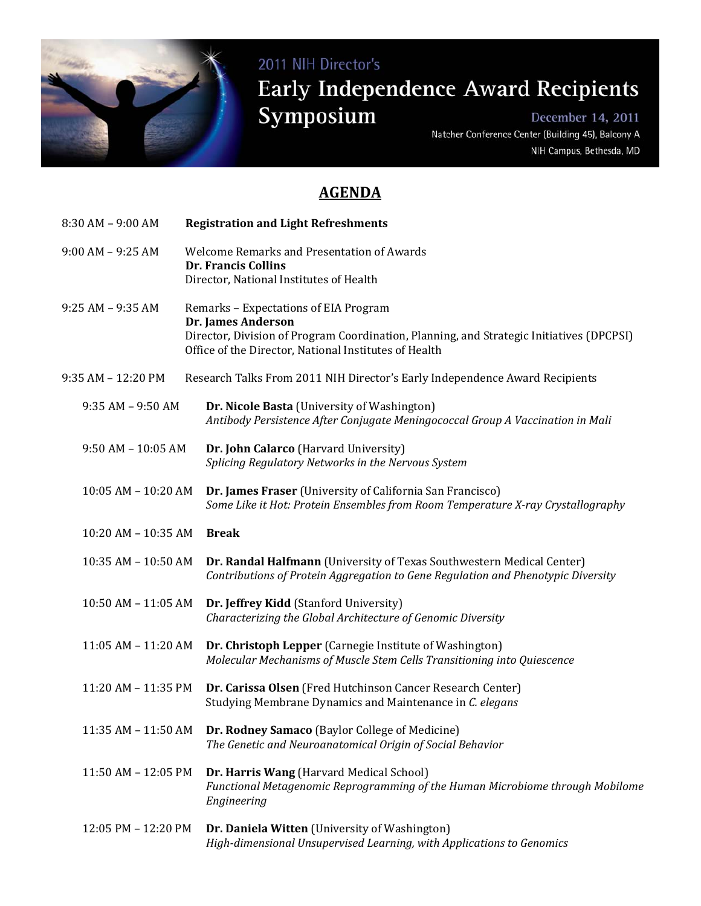2011 NIH Director's

# Early Independence Award Recipients Symposium

December 14, 2011

Natcher Conference Center (Building 45), Balcony A

NIH Campus, Bethesda, MD

## AGENDA

8:30 AM – 9:00 AM **Registration and Light Refreshments**

9:00 AM – 9:25 AM Welcome Remarks and Presentation of Awards
**Dr. Francis Collins**
Director, National Institutes of Health

9:25 AM – 9:35 AM Remarks – Expectations of EIA Program
**Dr. James Anderson**
Director, Division of Program Coordination, Planning, and Strategic Initiatives (DPCPSI)
Office of the Director, National Institutes of Health

9:35 AM – 12:20 PM Research Talks From 2011 NIH Director's Early Independence Award Recipients

9:35 AM – 9:50 AM **Dr. Nicole Basta** (University of Washington)
*Antibody Persistence After Conjugate Meningococcal Group A Vaccination in Mali*

9:50 AM – 10:05 AM **Dr. John Calarco** (Harvard University)
*Splicing Regulatory Networks in the Nervous System*

10:05 AM – 10:20 AM **Dr. James Fraser** (University of California San Francisco)
*Some Like it Hot: Protein Ensembles from Room Temperature X-ray Crystallography*

10:20 AM – 10:35 AM **Break**

10:35 AM – 10:50 AM **Dr. Randal Halfmann** (University of Texas Southwestern Medical Center)
*Contributions of Protein Aggregation to Gene Regulation and Phenotypic Diversity*

10:50 AM – 11:05 AM **Dr. Jeffrey Kidd** (Stanford University)
*Characterizing the Global Architecture of Genomic Diversity*

11:05 AM – 11:20 AM **Dr. Christoph Lepper** (Carnegie Institute of Washington)
*Molecular Mechanisms of Muscle Stem Cells Transitioning into Quiescence*

11:20 AM – 11:35 PM **Dr. Carissa Olsen** (Fred Hutchinson Cancer Research Center)
Studying Membrane Dynamics and Maintenance in *C. elegans*

11:35 AM – 11:50 AM **Dr. Rodney Samaco** (Baylor College of Medicine)
*The Genetic and Neuroanatomical Origin of Social Behavior*

11:50 AM – 12:05 PM **Dr. Harris Wang** (Harvard Medical School)
*Functional Metagenomic Reprogramming of the Human Microbiome through Mobilome Engineering*

12:05 PM – 12:20 PM **Dr. Daniela Witten** (University of Washington)
*High-dimensional Unsupervised Learning, with Applications to Genomics*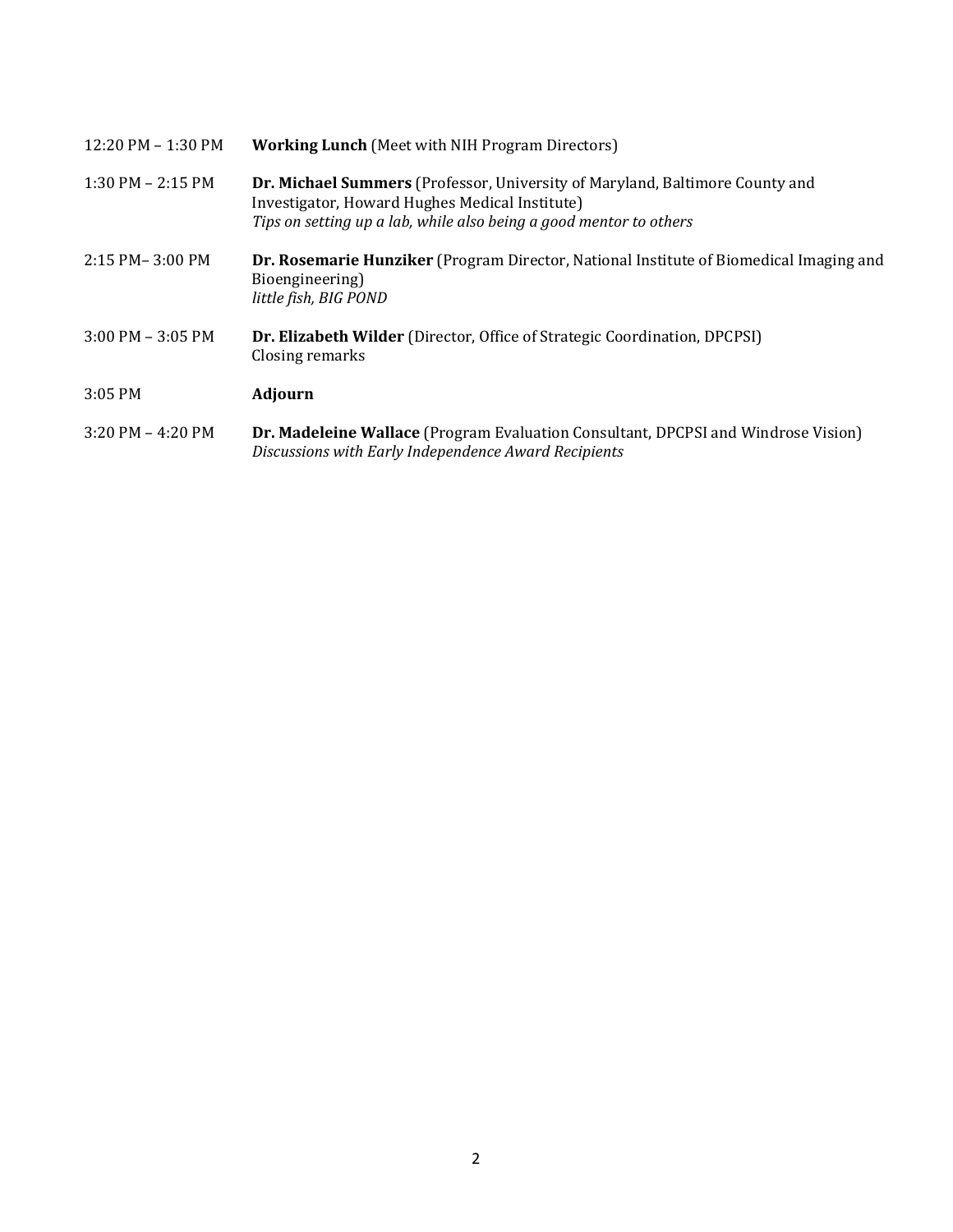| | |
|---|---|
| 12:20 PM – 1:30 PM | **Working Lunch** (Meet with NIH Program Directors) |
| 1:30 PM – 2:15 PM | **Dr. Michael Summers** (Professor, University of Maryland, Baltimore County and Investigator, Howard Hughes Medical Institute)<br>*Tips on setting up a lab, while also being a good mentor to others* |
| 2:15 PM– 3:00 PM | **Dr. Rosemarie Hunziker** (Program Director, National Institute of Biomedical Imaging and Bioengineering)<br>*little fish, BIG POND* |
| 3:00 PM – 3:05 PM | **Dr. Elizabeth Wilder** (Director, Office of Strategic Coordination, DPCPSI)<br>Closing remarks |
| 3:05 PM | **Adjourn** |
| 3:20 PM – 4:20 PM | **Dr. Madeleine Wallace** (Program Evaluation Consultant, DPCPSI and Windrose Vision)<br>*Discussions with Early Independence Award Recipients* |